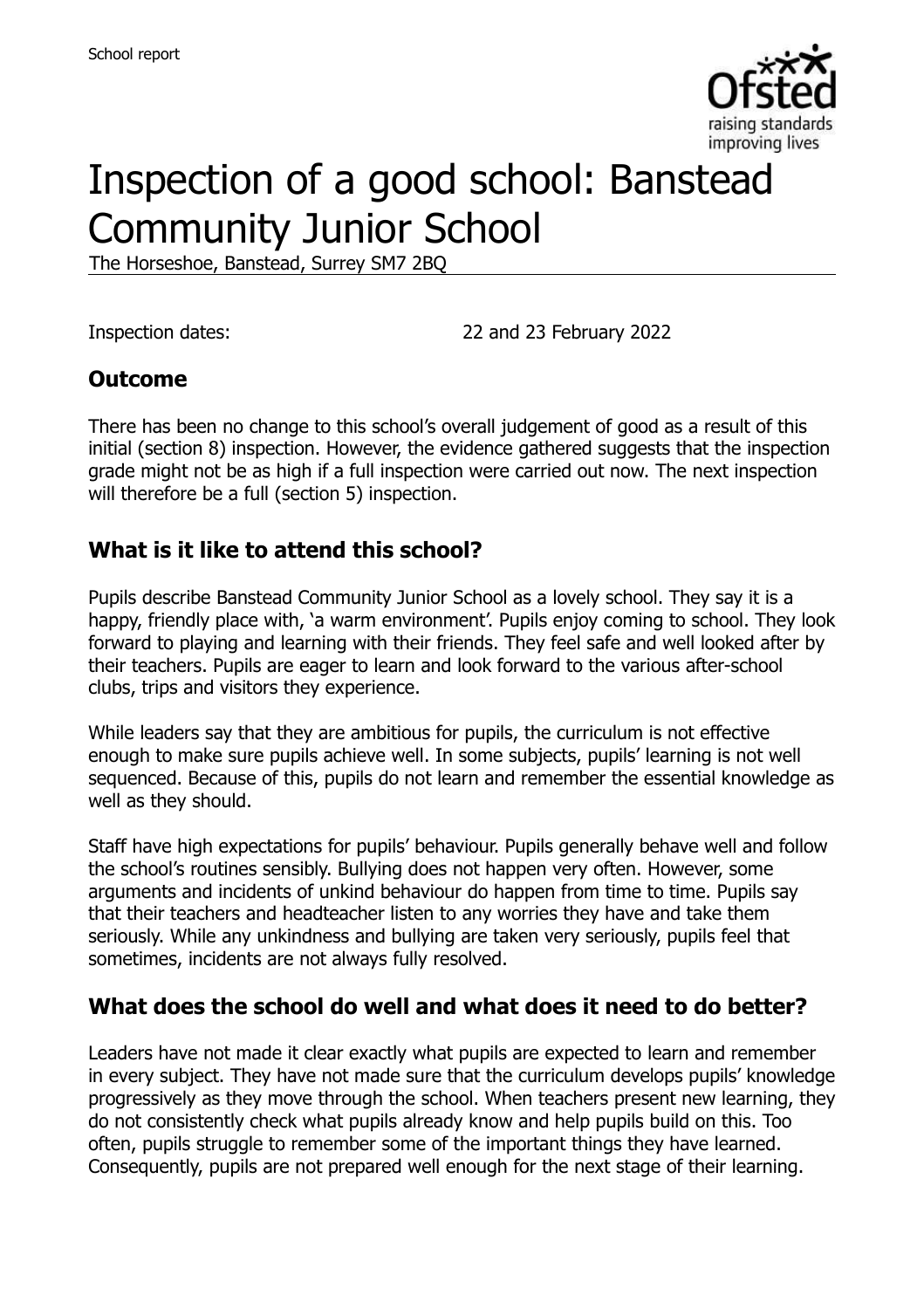School report

# Inspection of a good school: Banstead Community Junior School

The Horseshoe, Banstead, Surrey SM7 2BQ

Inspection dates: 22 and 23 February 2022

## Outcome

There has been no change to this school's overall judgement of good as a result of this initial (section 8) inspection. However, the evidence gathered suggests that the inspection grade might not be as high if a full inspection were carried out now. The next inspection will therefore be a full (section 5) inspection.

## What is it like to attend this school?

Pupils describe Banstead Community Junior School as a lovely school. They say it is a happy, friendly place with, 'a warm environment'. Pupils enjoy coming to school. They look forward to playing and learning with their friends. They feel safe and well looked after by their teachers. Pupils are eager to learn and look forward to the various after-school clubs, trips and visitors they experience.

While leaders say that they are ambitious for pupils, the curriculum is not effective enough to make sure pupils achieve well. In some subjects, pupils' learning is not well sequenced. Because of this, pupils do not learn and remember the essential knowledge as well as they should.

Staff have high expectations for pupils' behaviour. Pupils generally behave well and follow the school's routines sensibly. Bullying does not happen very often. However, some arguments and incidents of unkind behaviour do happen from time to time. Pupils say that their teachers and headteacher listen to any worries they have and take them seriously. While any unkindness and bullying are taken very seriously, pupils feel that sometimes, incidents are not always fully resolved.

## What does the school do well and what does it need to do better?

Leaders have not made it clear exactly what pupils are expected to learn and remember in every subject. They have not made sure that the curriculum develops pupils' knowledge progressively as they move through the school. When teachers present new learning, they do not consistently check what pupils already know and help pupils build on this. Too often, pupils struggle to remember some of the important things they have learned. Consequently, pupils are not prepared well enough for the next stage of their learning.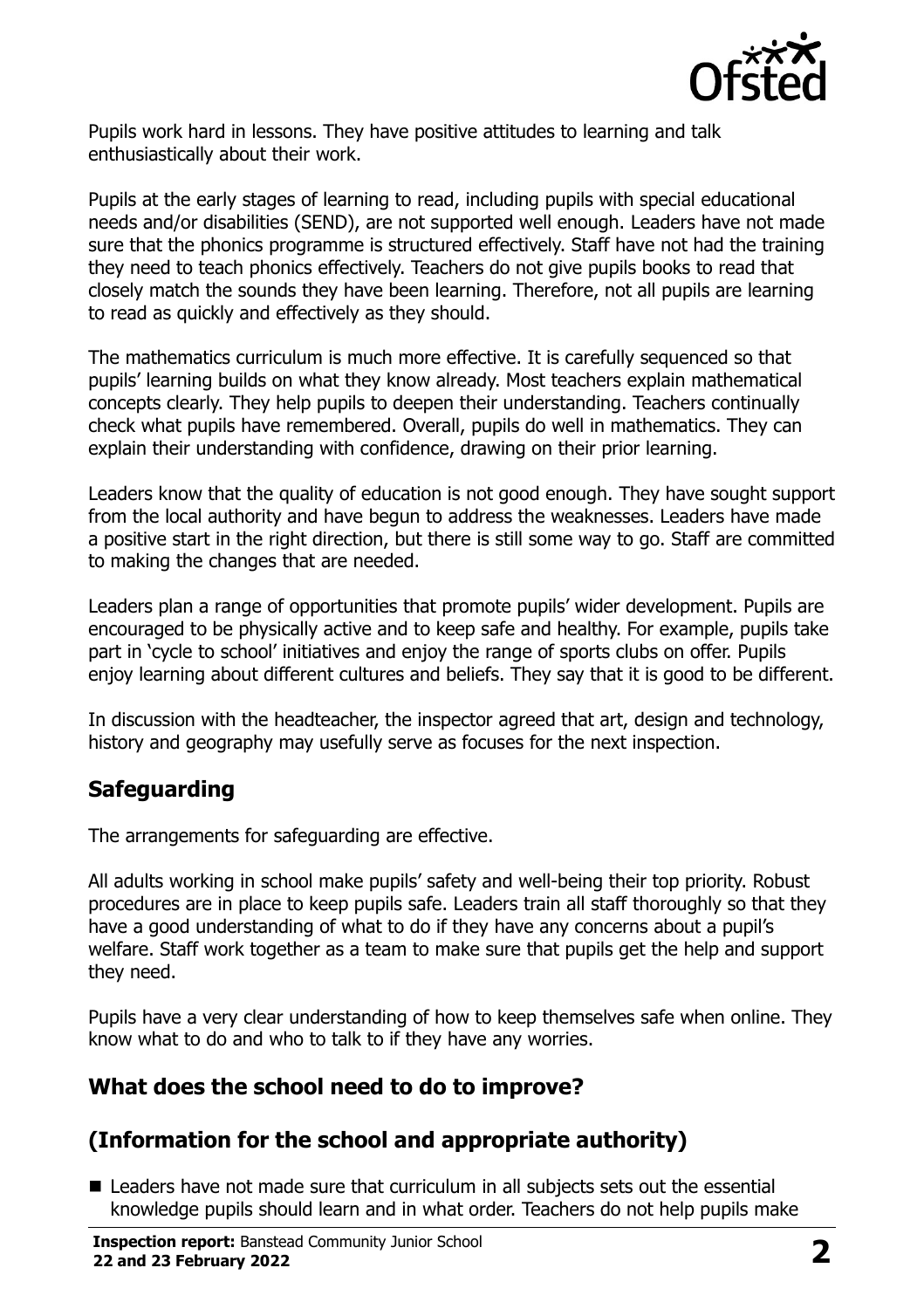Pupils work hard in lessons. They have positive attitudes to learning and talk enthusiastically about their work.

Pupils at the early stages of learning to read, including pupils with special educational needs and/or disabilities (SEND), are not supported well enough. Leaders have not made sure that the phonics programme is structured effectively. Staff have not had the training they need to teach phonics effectively. Teachers do not give pupils books to read that closely match the sounds they have been learning. Therefore, not all pupils are learning to read as quickly and effectively as they should.

The mathematics curriculum is much more effective. It is carefully sequenced so that pupils' learning builds on what they know already. Most teachers explain mathematical concepts clearly. They help pupils to deepen their understanding. Teachers continually check what pupils have remembered. Overall, pupils do well in mathematics. They can explain their understanding with confidence, drawing on their prior learning.

Leaders know that the quality of education is not good enough. They have sought support from the local authority and have begun to address the weaknesses. Leaders have made a positive start in the right direction, but there is still some way to go. Staff are committed to making the changes that are needed.

Leaders plan a range of opportunities that promote pupils' wider development. Pupils are encouraged to be physically active and to keep safe and healthy. For example, pupils take part in 'cycle to school' initiatives and enjoy the range of sports clubs on offer. Pupils enjoy learning about different cultures and beliefs. They say that it is good to be different.

In discussion with the headteacher, the inspector agreed that art, design and technology, history and geography may usefully serve as focuses for the next inspection.

## Safeguarding

The arrangements for safeguarding are effective.

All adults working in school make pupils' safety and well-being their top priority. Robust procedures are in place to keep pupils safe. Leaders train all staff thoroughly so that they have a good understanding of what to do if they have any concerns about a pupil's welfare. Staff work together as a team to make sure that pupils get the help and support they need.

Pupils have a very clear understanding of how to keep themselves safe when online. They know what to do and who to talk to if they have any worries.

## What does the school need to do to improve?

## (Information for the school and appropriate authority)

- Leaders have not made sure that curriculum in all subjects sets out the essential knowledge pupils should learn and in what order. Teachers do not help pupils make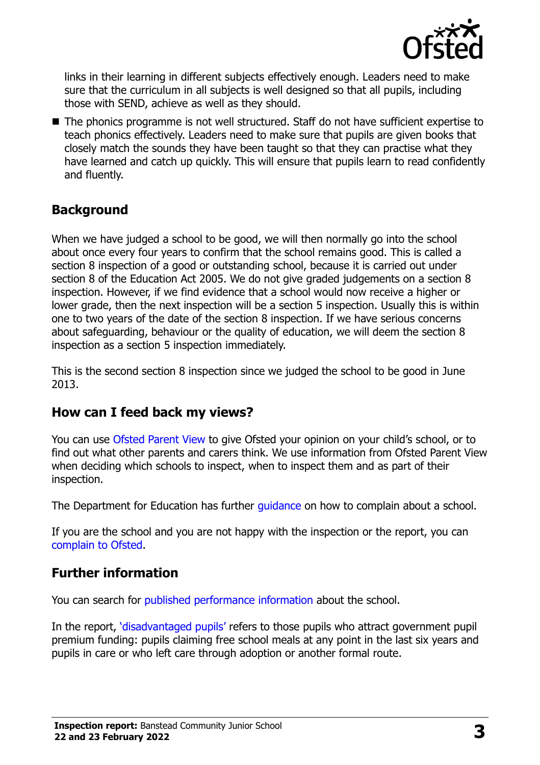links in their learning in different subjects effectively enough. Leaders need to make sure that the curriculum in all subjects is well designed so that all pupils, including those with SEND, achieve as well as they should.

- The phonics programme is not well structured. Staff do not have sufficient expertise to teach phonics effectively. Leaders need to make sure that pupils are given books that closely match the sounds they have been taught so that they can practise what they have learned and catch up quickly. This will ensure that pupils learn to read confidently and fluently.

## Background

When we have judged a school to be good, we will then normally go into the school about once every four years to confirm that the school remains good. This is called a section 8 inspection of a good or outstanding school, because it is carried out under section 8 of the Education Act 2005. We do not give graded judgements on a section 8 inspection. However, if we find evidence that a school would now receive a higher or lower grade, then the next inspection will be a section 5 inspection. Usually this is within one to two years of the date of the section 8 inspection. If we have serious concerns about safeguarding, behaviour or the quality of education, we will deem the section 8 inspection as a section 5 inspection immediately.

This is the second section 8 inspection since we judged the school to be good in June 2013.

## How can I feed back my views?

You can use Ofsted Parent View to give Ofsted your opinion on your child's school, or to find out what other parents and carers think. We use information from Ofsted Parent View when deciding which schools to inspect, when to inspect them and as part of their inspection.

The Department for Education has further guidance on how to complain about a school.

If you are the school and you are not happy with the inspection or the report, you can complain to Ofsted.

## Further information

You can search for published performance information about the school.

In the report, 'disadvantaged pupils' refers to those pupils who attract government pupil premium funding: pupils claiming free school meals at any point in the last six years and pupils in care or who left care through adoption or another formal route.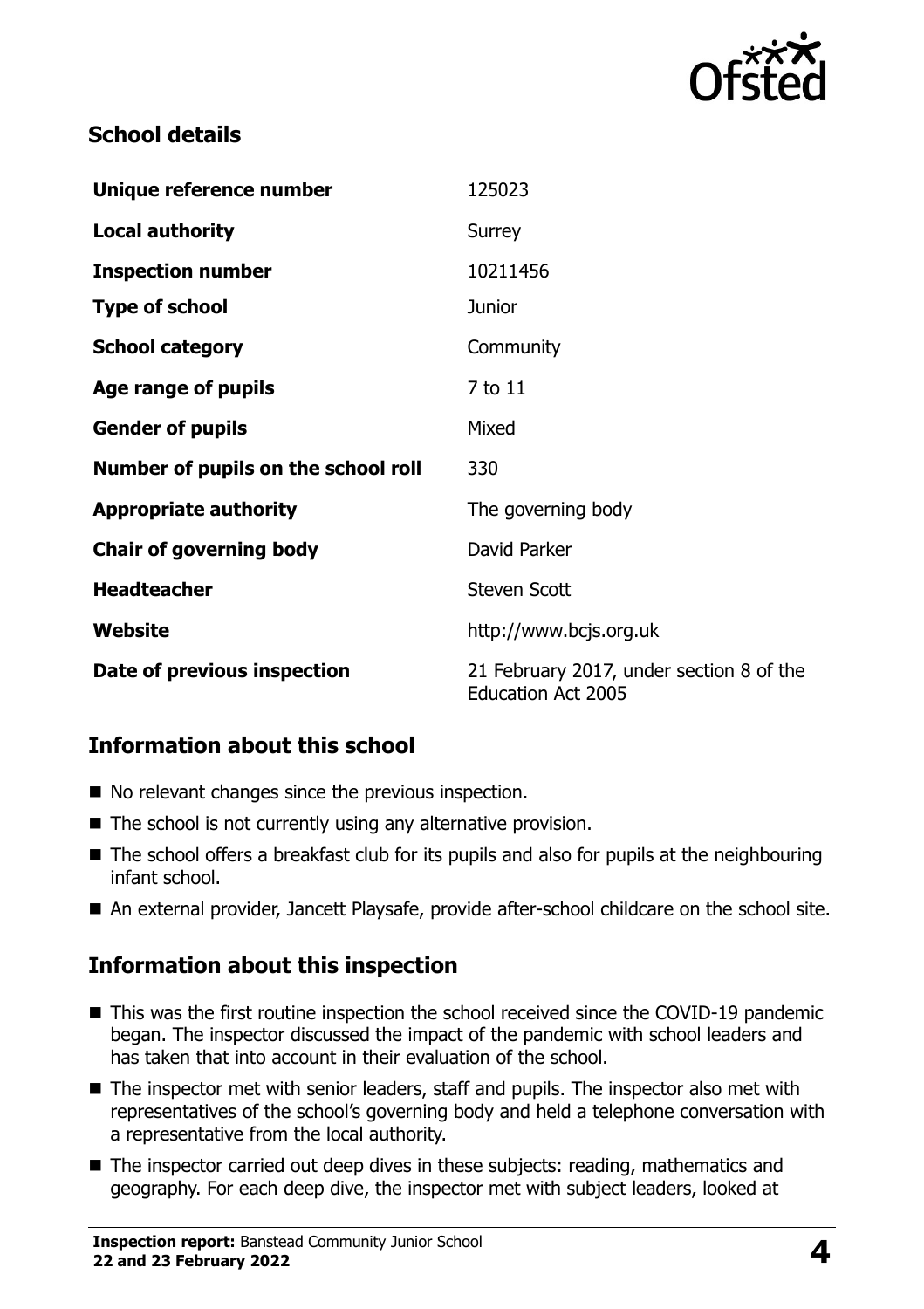## School details

| | |
|---|---|
| **Unique reference number** | 125023 |
| **Local authority** | Surrey |
| **Inspection number** | 10211456 |
| **Type of school** | Junior |
| **School category** | Community |
| **Age range of pupils** | 7 to 11 |
| **Gender of pupils** | Mixed |
| **Number of pupils on the school roll** | 330 |
| **Appropriate authority** | The governing body |
| **Chair of governing body** | David Parker |
| **Headteacher** | Steven Scott |
| **Website** | http://www.bcjs.org.uk |
| **Date of previous inspection** | 21 February 2017, under section 8 of the Education Act 2005 |

## Information about this school

- No relevant changes since the previous inspection.
- The school is not currently using any alternative provision.
- The school offers a breakfast club for its pupils and also for pupils at the neighbouring infant school.
- An external provider, Jancett Playsafe, provide after-school childcare on the school site.

## Information about this inspection

- This was the first routine inspection the school received since the COVID-19 pandemic began. The inspector discussed the impact of the pandemic with school leaders and has taken that into account in their evaluation of the school.
- The inspector met with senior leaders, staff and pupils. The inspector also met with representatives of the school's governing body and held a telephone conversation with a representative from the local authority.
- The inspector carried out deep dives in these subjects: reading, mathematics and geography. For each deep dive, the inspector met with subject leaders, looked at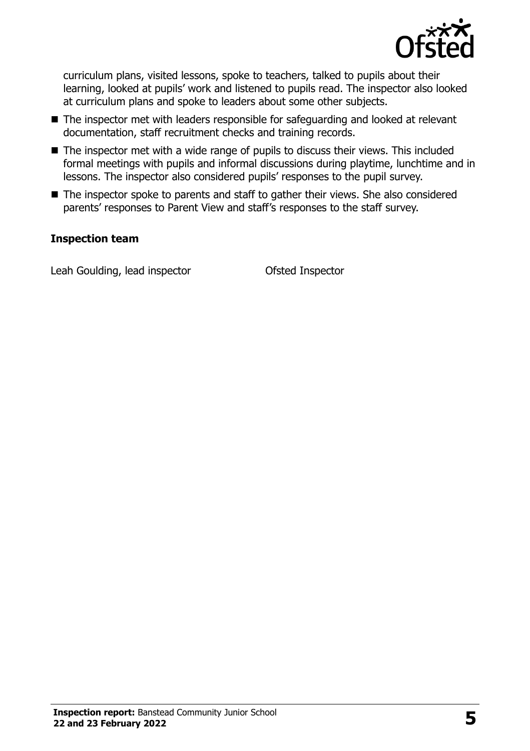curriculum plans, visited lessons, spoke to teachers, talked to pupils about their learning, looked at pupils' work and listened to pupils read. The inspector also looked at curriculum plans and spoke to leaders about some other subjects.

- The inspector met with leaders responsible for safeguarding and looked at relevant documentation, staff recruitment checks and training records.
- The inspector met with a wide range of pupils to discuss their views. This included formal meetings with pupils and informal discussions during playtime, lunchtime and in lessons. The inspector also considered pupils' responses to the pupil survey.
- The inspector spoke to parents and staff to gather their views. She also considered parents' responses to Parent View and staff's responses to the staff survey.

### Inspection team

| | |
|---|---|
| Leah Goulding, lead inspector | Ofsted Inspector |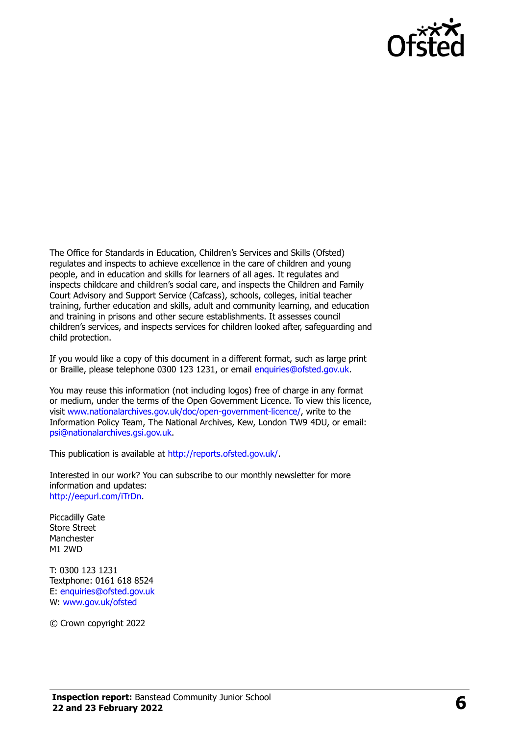The Office for Standards in Education, Children's Services and Skills (Ofsted) regulates and inspects to achieve excellence in the care of children and young people, and in education and skills for learners of all ages. It regulates and inspects childcare and children's social care, and inspects the Children and Family Court Advisory and Support Service (Cafcass), schools, colleges, initial teacher training, further education and skills, adult and community learning, and education and training in prisons and other secure establishments. It assesses council children's services, and inspects services for children looked after, safeguarding and child protection.

If you would like a copy of this document in a different format, such as large print or Braille, please telephone 0300 123 1231, or email enquiries@ofsted.gov.uk.

You may reuse this information (not including logos) free of charge in any format or medium, under the terms of the Open Government Licence. To view this licence, visit www.nationalarchives.gov.uk/doc/open-government-licence/, write to the Information Policy Team, The National Archives, Kew, London TW9 4DU, or email: psi@nationalarchives.gsi.gov.uk.

This publication is available at http://reports.ofsted.gov.uk/.

Interested in our work? You can subscribe to our monthly newsletter for more information and updates:
http://eepurl.com/iTrDn.

Piccadilly Gate
Store Street
Manchester
M1 2WD

T: 0300 123 1231
Textphone: 0161 618 8524
E: enquiries@ofsted.gov.uk
W: www.gov.uk/ofsted

© Crown copyright 2022